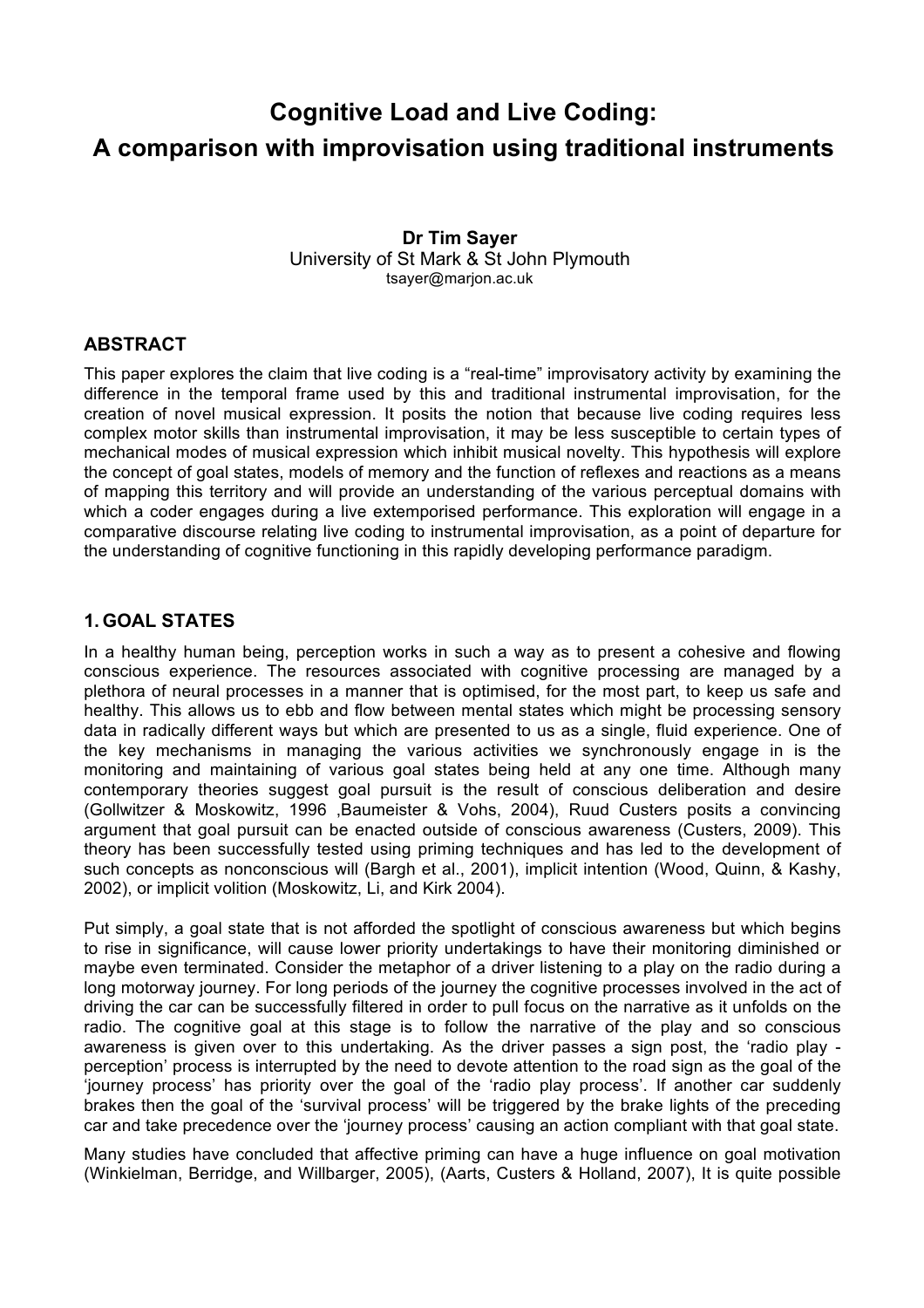# Cognitive Load and Live Coding:
# A comparison with improvisation using traditional instruments

**Dr Tim Sayer**
University of St Mark & St John Plymouth
tsayer@marjon.ac.uk

## ABSTRACT

This paper explores the claim that live coding is a "real-time" improvisatory activity by examining the difference in the temporal frame used by this and traditional instrumental improvisation, for the creation of novel musical expression. It posits the notion that because live coding requires less complex motor skills than instrumental improvisation, it may be less susceptible to certain types of mechanical modes of musical expression which inhibit musical novelty. This hypothesis will explore the concept of goal states, models of memory and the function of reflexes and reactions as a means of mapping this territory and will provide an understanding of the various perceptual domains with which a coder engages during a live extemporised performance. This exploration will engage in a comparative discourse relating live coding to instrumental improvisation, as a point of departure for the understanding of cognitive functioning in this rapidly developing performance paradigm.

## 1. GOAL STATES

In a healthy human being, perception works in such a way as to present a cohesive and flowing conscious experience. The resources associated with cognitive processing are managed by a plethora of neural processes in a manner that is optimised, for the most part, to keep us safe and healthy. This allows us to ebb and flow between mental states which might be processing sensory data in radically different ways but which are presented to us as a single, fluid experience. One of the key mechanisms in managing the various activities we synchronously engage in is the monitoring and maintaining of various goal states being held at any one time. Although many contemporary theories suggest goal pursuit is the result of conscious deliberation and desire (Gollwitzer & Moskowitz, 1996 ,Baumeister & Vohs, 2004), Ruud Custers posits a convincing argument that goal pursuit can be enacted outside of conscious awareness (Custers, 2009). This theory has been successfully tested using priming techniques and has led to the development of such concepts as nonconscious will (Bargh et al., 2001), implicit intention (Wood, Quinn, & Kashy, 2002), or implicit volition (Moskowitz, Li, and Kirk 2004).

Put simply, a goal state that is not afforded the spotlight of conscious awareness but which begins to rise in significance, will cause lower priority undertakings to have their monitoring diminished or maybe even terminated. Consider the metaphor of a driver listening to a play on the radio during a long motorway journey. For long periods of the journey the cognitive processes involved in the act of driving the car can be successfully filtered in order to pull focus on the narrative as it unfolds on the radio. The cognitive goal at this stage is to follow the narrative of the play and so conscious awareness is given over to this undertaking. As the driver passes a sign post, the 'radio play - perception' process is interrupted by the need to devote attention to the road sign as the goal of the 'journey process' has priority over the goal of the 'radio play process'. If another car suddenly brakes then the goal of the 'survival process' will be triggered by the brake lights of the preceding car and take precedence over the 'journey process' causing an action compliant with that goal state.

Many studies have concluded that affective priming can have a huge influence on goal motivation (Winkielman, Berridge, and Willbarger, 2005), (Aarts, Custers & Holland, 2007), It is quite possible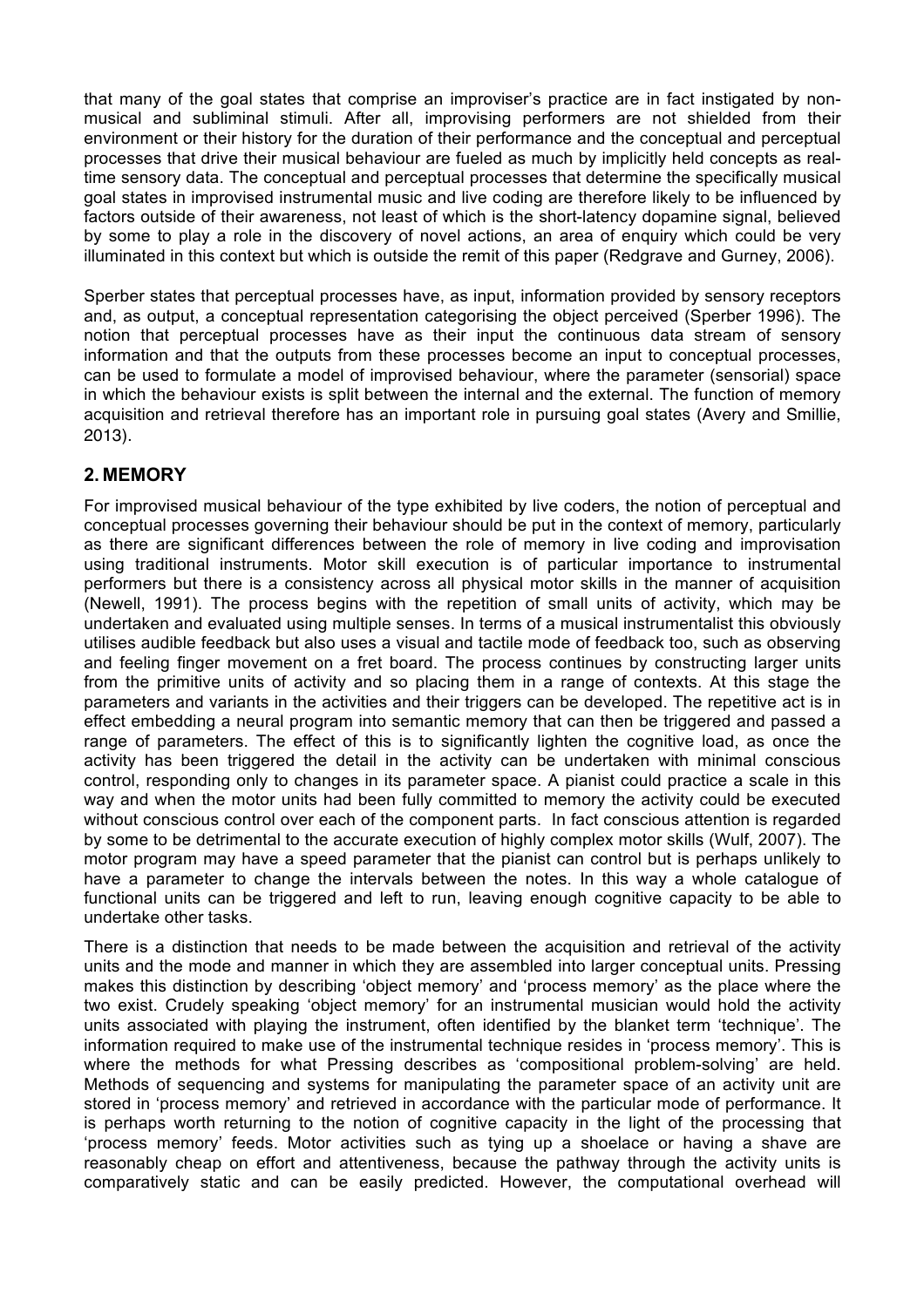that many of the goal states that comprise an improviser's practice are in fact instigated by non-musical and subliminal stimuli. After all, improvising performers are not shielded from their environment or their history for the duration of their performance and the conceptual and perceptual processes that drive their musical behaviour are fueled as much by implicitly held concepts as real-time sensory data. The conceptual and perceptual processes that determine the specifically musical goal states in improvised instrumental music and live coding are therefore likely to be influenced by factors outside of their awareness, not least of which is the short-latency dopamine signal, believed by some to play a role in the discovery of novel actions, an area of enquiry which could be very illuminated in this context but which is outside the remit of this paper (Redgrave and Gurney, 2006).

Sperber states that perceptual processes have, as input, information provided by sensory receptors and, as output, a conceptual representation categorising the object perceived (Sperber 1996). The notion that perceptual processes have as their input the continuous data stream of sensory information and that the outputs from these processes become an input to conceptual processes, can be used to formulate a model of improvised behaviour, where the parameter (sensorial) space in which the behaviour exists is split between the internal and the external. The function of memory acquisition and retrieval therefore has an important role in pursuing goal states (Avery and Smillie, 2013).

## 2. MEMORY

For improvised musical behaviour of the type exhibited by live coders, the notion of perceptual and conceptual processes governing their behaviour should be put in the context of memory, particularly as there are significant differences between the role of memory in live coding and improvisation using traditional instruments. Motor skill execution is of particular importance to instrumental performers but there is a consistency across all physical motor skills in the manner of acquisition (Newell, 1991). The process begins with the repetition of small units of activity, which may be undertaken and evaluated using multiple senses. In terms of a musical instrumentalist this obviously utilises audible feedback but also uses a visual and tactile mode of feedback too, such as observing and feeling finger movement on a fret board. The process continues by constructing larger units from the primitive units of activity and so placing them in a range of contexts. At this stage the parameters and variants in the activities and their triggers can be developed. The repetitive act is in effect embedding a neural program into semantic memory that can then be triggered and passed a range of parameters. The effect of this is to significantly lighten the cognitive load, as once the activity has been triggered the detail in the activity can be undertaken with minimal conscious control, responding only to changes in its parameter space. A pianist could practice a scale in this way and when the motor units had been fully committed to memory the activity could be executed without conscious control over each of the component parts. In fact conscious attention is regarded by some to be detrimental to the accurate execution of highly complex motor skills (Wulf, 2007). The motor program may have a speed parameter that the pianist can control but is perhaps unlikely to have a parameter to change the intervals between the notes. In this way a whole catalogue of functional units can be triggered and left to run, leaving enough cognitive capacity to be able to undertake other tasks.

There is a distinction that needs to be made between the acquisition and retrieval of the activity units and the mode and manner in which they are assembled into larger conceptual units. Pressing makes this distinction by describing 'object memory' and 'process memory' as the place where the two exist. Crudely speaking 'object memory' for an instrumental musician would hold the activity units associated with playing the instrument, often identified by the blanket term 'technique'. The information required to make use of the instrumental technique resides in 'process memory'. This is where the methods for what Pressing describes as 'compositional problem-solving' are held. Methods of sequencing and systems for manipulating the parameter space of an activity unit are stored in 'process memory' and retrieved in accordance with the particular mode of performance. It is perhaps worth returning to the notion of cognitive capacity in the light of the processing that 'process memory' feeds. Motor activities such as tying up a shoelace or having a shave are reasonably cheap on effort and attentiveness, because the pathway through the activity units is comparatively static and can be easily predicted. However, the computational overhead will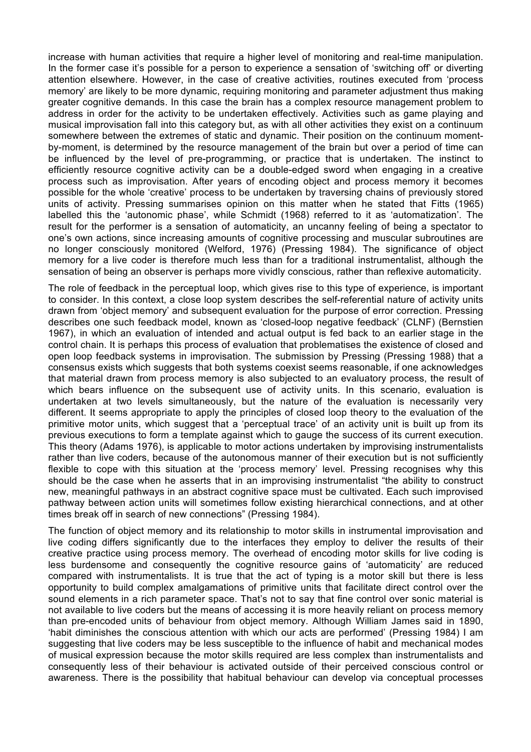increase with human activities that require a higher level of monitoring and real-time manipulation. In the former case it's possible for a person to experience a sensation of 'switching off' or diverting attention elsewhere. However, in the case of creative activities, routines executed from 'process memory' are likely to be more dynamic, requiring monitoring and parameter adjustment thus making greater cognitive demands. In this case the brain has a complex resource management problem to address in order for the activity to be undertaken effectively. Activities such as game playing and musical improvisation fall into this category but, as with all other activities they exist on a continuum somewhere between the extremes of static and dynamic. Their position on the continuum moment-by-moment, is determined by the resource management of the brain but over a period of time can be influenced by the level of pre-programming, or practice that is undertaken. The instinct to efficiently resource cognitive activity can be a double-edged sword when engaging in a creative process such as improvisation. After years of encoding object and process memory it becomes possible for the whole 'creative' process to be undertaken by traversing chains of previously stored units of activity. Pressing summarises opinion on this matter when he stated that Fitts (1965) labelled this the 'autonomic phase', while Schmidt (1968) referred to it as 'automatization'. The result for the performer is a sensation of automaticity, an uncanny feeling of being a spectator to one's own actions, since increasing amounts of cognitive processing and muscular subroutines are no longer consciously monitored (Welford, 1976) (Pressing 1984). The significance of object memory for a live coder is therefore much less than for a traditional instrumentalist, although the sensation of being an observer is perhaps more vividly conscious, rather than reflexive automaticity.

The role of feedback in the perceptual loop, which gives rise to this type of experience, is important to consider. In this context, a close loop system describes the self-referential nature of activity units drawn from 'object memory' and subsequent evaluation for the purpose of error correction. Pressing describes one such feedback model, known as 'closed-loop negative feedback' (CLNF) (Bernstien 1967), in which an evaluation of intended and actual output is fed back to an earlier stage in the control chain. It is perhaps this process of evaluation that problematises the existence of closed and open loop feedback systems in improvisation. The submission by Pressing (Pressing 1988) that a consensus exists which suggests that both systems coexist seems reasonable, if one acknowledges that material drawn from process memory is also subjected to an evaluatory process, the result of which bears influence on the subsequent use of activity units. In this scenario, evaluation is undertaken at two levels simultaneously, but the nature of the evaluation is necessarily very different. It seems appropriate to apply the principles of closed loop theory to the evaluation of the primitive motor units, which suggest that a 'perceptual trace' of an activity unit is built up from its previous executions to form a template against which to gauge the success of its current execution. This theory (Adams 1976), is applicable to motor actions undertaken by improvising instrumentalists rather than live coders, because of the autonomous manner of their execution but is not sufficiently flexible to cope with this situation at the 'process memory' level. Pressing recognises why this should be the case when he asserts that in an improvising instrumentalist "the ability to construct new, meaningful pathways in an abstract cognitive space must be cultivated. Each such improvised pathway between action units will sometimes follow existing hierarchical connections, and at other times break off in search of new connections" (Pressing 1984).

The function of object memory and its relationship to motor skills in instrumental improvisation and live coding differs significantly due to the interfaces they employ to deliver the results of their creative practice using process memory. The overhead of encoding motor skills for live coding is less burdensome and consequently the cognitive resource gains of 'automaticity' are reduced compared with instrumentalists. It is true that the act of typing is a motor skill but there is less opportunity to build complex amalgamations of primitive units that facilitate direct control over the sound elements in a rich parameter space. That's not to say that fine control over sonic material is not available to live coders but the means of accessing it is more heavily reliant on process memory than pre-encoded units of behaviour from object memory. Although William James said in 1890, 'habit diminishes the conscious attention with which our acts are performed' (Pressing 1984) I am suggesting that live coders may be less susceptible to the influence of habit and mechanical modes of musical expression because the motor skills required are less complex than instrumentalists and consequently less of their behaviour is activated outside of their perceived conscious control or awareness. There is the possibility that habitual behaviour can develop via conceptual processes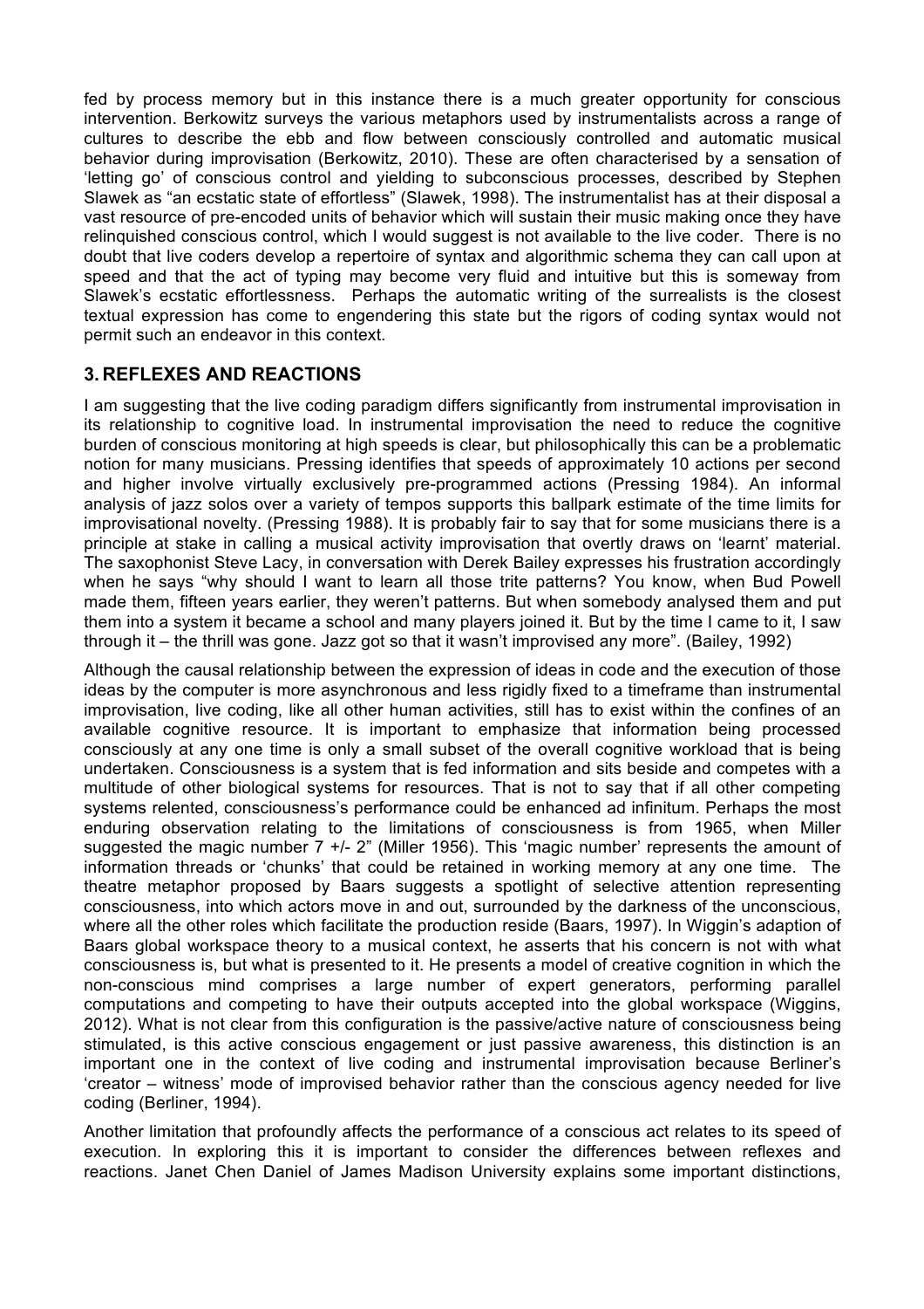fed by process memory but in this instance there is a much greater opportunity for conscious intervention. Berkowitz surveys the various metaphors used by instrumentalists across a range of cultures to describe the ebb and flow between consciously controlled and automatic musical behavior during improvisation (Berkowitz, 2010). These are often characterised by a sensation of 'letting go' of conscious control and yielding to subconscious processes, described by Stephen Slawek as "an ecstatic state of effortless" (Slawek, 1998). The instrumentalist has at their disposal a vast resource of pre-encoded units of behavior which will sustain their music making once they have relinquished conscious control, which I would suggest is not available to the live coder. There is no doubt that live coders develop a repertoire of syntax and algorithmic schema they can call upon at speed and that the act of typing may become very fluid and intuitive but this is someway from Slawek's ecstatic effortlessness. Perhaps the automatic writing of the surrealists is the closest textual expression has come to engendering this state but the rigors of coding syntax would not permit such an endeavor in this context.

## 3. REFLEXES AND REACTIONS

I am suggesting that the live coding paradigm differs significantly from instrumental improvisation in its relationship to cognitive load. In instrumental improvisation the need to reduce the cognitive burden of conscious monitoring at high speeds is clear, but philosophically this can be a problematic notion for many musicians. Pressing identifies that speeds of approximately 10 actions per second and higher involve virtually exclusively pre-programmed actions (Pressing 1984). An informal analysis of jazz solos over a variety of tempos supports this ballpark estimate of the time limits for improvisational novelty. (Pressing 1988). It is probably fair to say that for some musicians there is a principle at stake in calling a musical activity improvisation that overtly draws on 'learnt' material. The saxophonist Steve Lacy, in conversation with Derek Bailey expresses his frustration accordingly when he says "why should I want to learn all those trite patterns? You know, when Bud Powell made them, fifteen years earlier, they weren't patterns. But when somebody analysed them and put them into a system it became a school and many players joined it. But by the time I came to it, I saw through it – the thrill was gone. Jazz got so that it wasn't improvised any more". (Bailey, 1992)

Although the causal relationship between the expression of ideas in code and the execution of those ideas by the computer is more asynchronous and less rigidly fixed to a timeframe than instrumental improvisation, live coding, like all other human activities, still has to exist within the confines of an available cognitive resource. It is important to emphasize that information being processed consciously at any one time is only a small subset of the overall cognitive workload that is being undertaken. Consciousness is a system that is fed information and sits beside and competes with a multitude of other biological systems for resources. That is not to say that if all other competing systems relented, consciousness's performance could be enhanced ad infinitum. Perhaps the most enduring observation relating to the limitations of consciousness is from 1965, when Miller suggested the magic number 7 +/- 2" (Miller 1956). This 'magic number' represents the amount of information threads or 'chunks' that could be retained in working memory at any one time. The theatre metaphor proposed by Baars suggests a spotlight of selective attention representing consciousness, into which actors move in and out, surrounded by the darkness of the unconscious, where all the other roles which facilitate the production reside (Baars, 1997). In Wiggin's adaption of Baars global workspace theory to a musical context, he asserts that his concern is not with what consciousness is, but what is presented to it. He presents a model of creative cognition in which the non-conscious mind comprises a large number of expert generators, performing parallel computations and competing to have their outputs accepted into the global workspace (Wiggins, 2012). What is not clear from this configuration is the passive/active nature of consciousness being stimulated, is this active conscious engagement or just passive awareness, this distinction is an important one in the context of live coding and instrumental improvisation because Berliner's 'creator – witness' mode of improvised behavior rather than the conscious agency needed for live coding (Berliner, 1994).

Another limitation that profoundly affects the performance of a conscious act relates to its speed of execution. In exploring this it is important to consider the differences between reflexes and reactions. Janet Chen Daniel of James Madison University explains some important distinctions,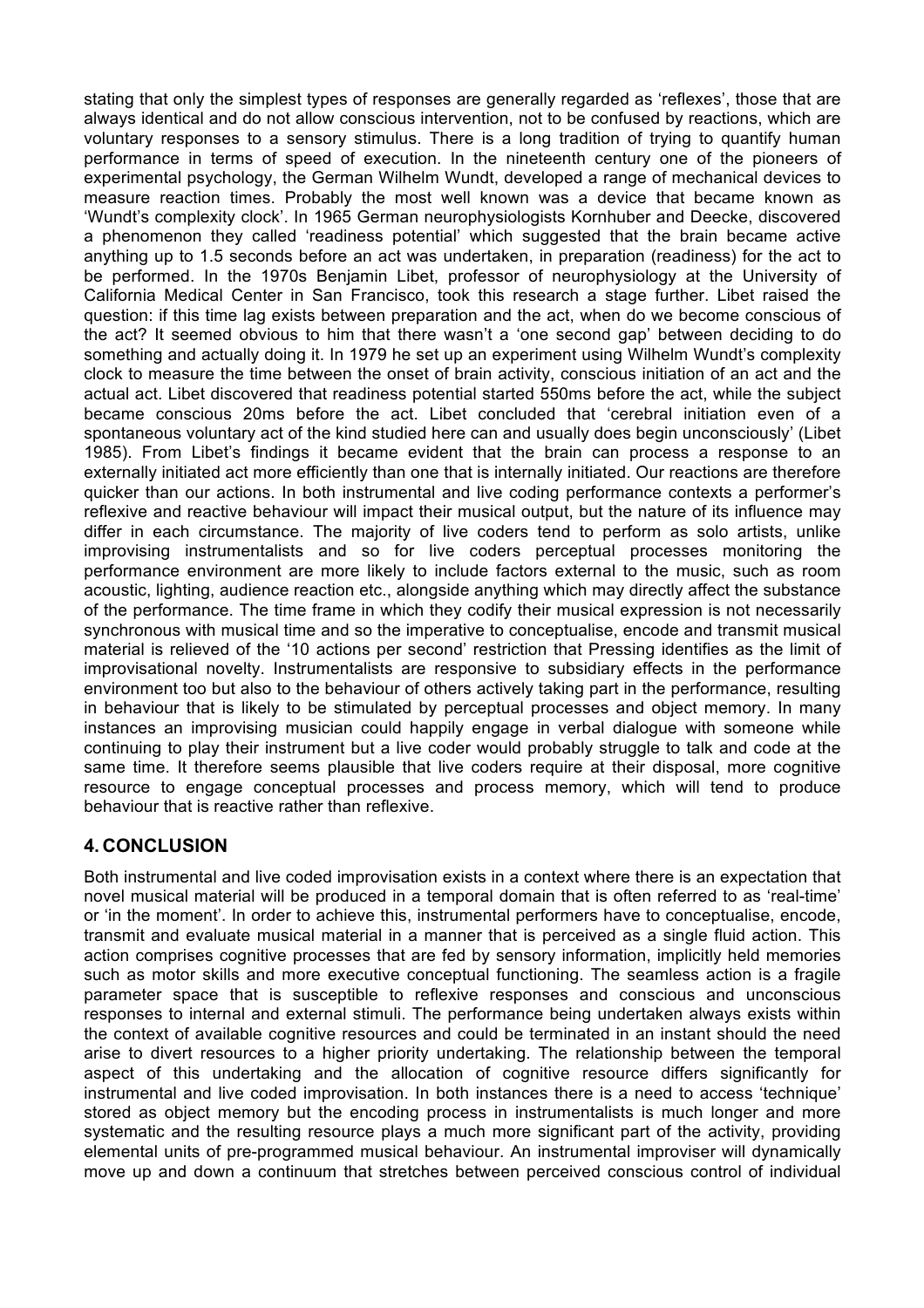stating that only the simplest types of responses are generally regarded as 'reflexes', those that are always identical and do not allow conscious intervention, not to be confused by reactions, which are voluntary responses to a sensory stimulus. There is a long tradition of trying to quantify human performance in terms of speed of execution. In the nineteenth century one of the pioneers of experimental psychology, the German Wilhelm Wundt, developed a range of mechanical devices to measure reaction times. Probably the most well known was a device that became known as 'Wundt's complexity clock'. In 1965 German neurophysiologists Kornhuber and Deecke, discovered a phenomenon they called 'readiness potential' which suggested that the brain became active anything up to 1.5 seconds before an act was undertaken, in preparation (readiness) for the act to be performed. In the 1970s Benjamin Libet, professor of neurophysiology at the University of California Medical Center in San Francisco, took this research a stage further. Libet raised the question: if this time lag exists between preparation and the act, when do we become conscious of the act? It seemed obvious to him that there wasn't a 'one second gap' between deciding to do something and actually doing it. In 1979 he set up an experiment using Wilhelm Wundt's complexity clock to measure the time between the onset of brain activity, conscious initiation of an act and the actual act. Libet discovered that readiness potential started 550ms before the act, while the subject became conscious 20ms before the act. Libet concluded that 'cerebral initiation even of a spontaneous voluntary act of the kind studied here can and usually does begin unconsciously' (Libet 1985). From Libet's findings it became evident that the brain can process a response to an externally initiated act more efficiently than one that is internally initiated. Our reactions are therefore quicker than our actions. In both instrumental and live coding performance contexts a performer's reflexive and reactive behaviour will impact their musical output, but the nature of its influence may differ in each circumstance. The majority of live coders tend to perform as solo artists, unlike improvising instrumentalists and so for live coders perceptual processes monitoring the performance environment are more likely to include factors external to the music, such as room acoustic, lighting, audience reaction etc., alongside anything which may directly affect the substance of the performance. The time frame in which they codify their musical expression is not necessarily synchronous with musical time and so the imperative to conceptualise, encode and transmit musical material is relieved of the '10 actions per second' restriction that Pressing identifies as the limit of improvisational novelty. Instrumentalists are responsive to subsidiary effects in the performance environment too but also to the behaviour of others actively taking part in the performance, resulting in behaviour that is likely to be stimulated by perceptual processes and object memory. In many instances an improvising musician could happily engage in verbal dialogue with someone while continuing to play their instrument but a live coder would probably struggle to talk and code at the same time. It therefore seems plausible that live coders require at their disposal, more cognitive resource to engage conceptual processes and process memory, which will tend to produce behaviour that is reactive rather than reflexive.

## 4. CONCLUSION

Both instrumental and live coded improvisation exists in a context where there is an expectation that novel musical material will be produced in a temporal domain that is often referred to as 'real-time' or 'in the moment'. In order to achieve this, instrumental performers have to conceptualise, encode, transmit and evaluate musical material in a manner that is perceived as a single fluid action. This action comprises cognitive processes that are fed by sensory information, implicitly held memories such as motor skills and more executive conceptual functioning. The seamless action is a fragile parameter space that is susceptible to reflexive responses and conscious and unconscious responses to internal and external stimuli. The performance being undertaken always exists within the context of available cognitive resources and could be terminated in an instant should the need arise to divert resources to a higher priority undertaking. The relationship between the temporal aspect of this undertaking and the allocation of cognitive resource differs significantly for instrumental and live coded improvisation. In both instances there is a need to access 'technique' stored as object memory but the encoding process in instrumentalists is much longer and more systematic and the resulting resource plays a much more significant part of the activity, providing elemental units of pre-programmed musical behaviour. An instrumental improviser will dynamically move up and down a continuum that stretches between perceived conscious control of individual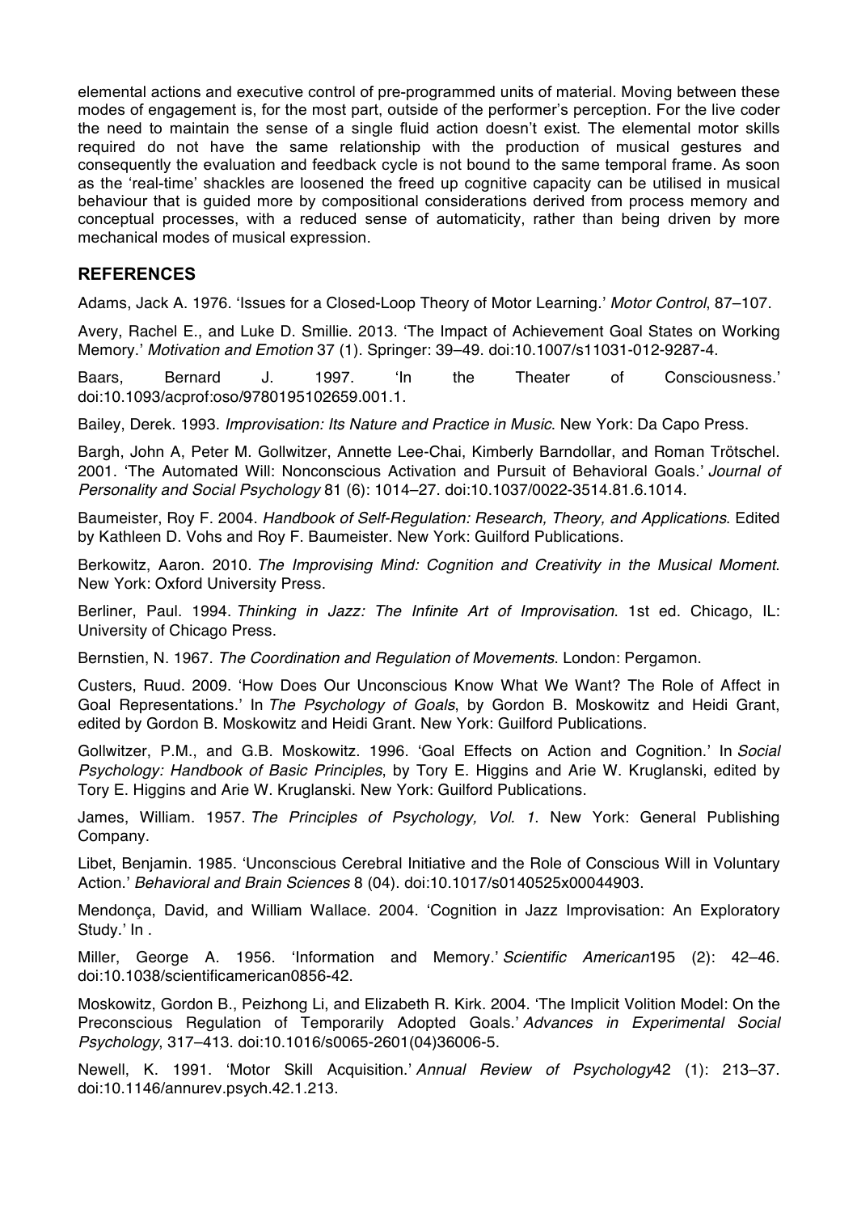elemental actions and executive control of pre-programmed units of material. Moving between these modes of engagement is, for the most part, outside of the performer's perception. For the live coder the need to maintain the sense of a single fluid action doesn't exist. The elemental motor skills required do not have the same relationship with the production of musical gestures and consequently the evaluation and feedback cycle is not bound to the same temporal frame. As soon as the 'real-time' shackles are loosened the freed up cognitive capacity can be utilised in musical behaviour that is guided more by compositional considerations derived from process memory and conceptual processes, with a reduced sense of automaticity, rather than being driven by more mechanical modes of musical expression.

## REFERENCES

Adams, Jack A. 1976. 'Issues for a Closed-Loop Theory of Motor Learning.' *Motor Control*, 87–107.

Avery, Rachel E., and Luke D. Smillie. 2013. 'The Impact of Achievement Goal States on Working Memory.' *Motivation and Emotion* 37 (1). Springer: 39–49. doi:10.1007/s11031-012-9287-4.

Baars, Bernard J. 1997. 'In the Theater of Consciousness.' doi:10.1093/acprof:oso/9780195102659.001.1.

Bailey, Derek. 1993. *Improvisation: Its Nature and Practice in Music*. New York: Da Capo Press.

Bargh, John A, Peter M. Gollwitzer, Annette Lee-Chai, Kimberly Barndollar, and Roman Trötschel. 2001. 'The Automated Will: Nonconscious Activation and Pursuit of Behavioral Goals.' *Journal of Personality and Social Psychology* 81 (6): 1014–27. doi:10.1037/0022-3514.81.6.1014.

Baumeister, Roy F. 2004. *Handbook of Self-Regulation: Research, Theory, and Applications*. Edited by Kathleen D. Vohs and Roy F. Baumeister. New York: Guilford Publications.

Berkowitz, Aaron. 2010. *The Improvising Mind: Cognition and Creativity in the Musical Moment*. New York: Oxford University Press.

Berliner, Paul. 1994. *Thinking in Jazz: The Infinite Art of Improvisation*. 1st ed. Chicago, IL: University of Chicago Press.

Bernstien, N. 1967. *The Coordination and Regulation of Movements*. London: Pergamon.

Custers, Ruud. 2009. 'How Does Our Unconscious Know What We Want? The Role of Affect in Goal Representations.' In *The Psychology of Goals*, by Gordon B. Moskowitz and Heidi Grant, edited by Gordon B. Moskowitz and Heidi Grant. New York: Guilford Publications.

Gollwitzer, P.M., and G.B. Moskowitz. 1996. 'Goal Effects on Action and Cognition.' In *Social Psychology: Handbook of Basic Principles*, by Tory E. Higgins and Arie W. Kruglanski, edited by Tory E. Higgins and Arie W. Kruglanski. New York: Guilford Publications.

James, William. 1957. *The Principles of Psychology, Vol. 1*. New York: General Publishing Company.

Libet, Benjamin. 1985. 'Unconscious Cerebral Initiative and the Role of Conscious Will in Voluntary Action.' *Behavioral and Brain Sciences* 8 (04). doi:10.1017/s0140525x00044903.

Mendonça, David, and William Wallace. 2004. 'Cognition in Jazz Improvisation: An Exploratory Study.' In .

Miller, George A. 1956. 'Information and Memory.' *Scientific American*195 (2): 42–46. doi:10.1038/scientificamerican0856-42.

Moskowitz, Gordon B., Peizhong Li, and Elizabeth R. Kirk. 2004. 'The Implicit Volition Model: On the Preconscious Regulation of Temporarily Adopted Goals.' *Advances in Experimental Social Psychology*, 317–413. doi:10.1016/s0065-2601(04)36006-5.

Newell, K. 1991. 'Motor Skill Acquisition.' *Annual Review of Psychology*42 (1): 213–37. doi:10.1146/annurev.psych.42.1.213.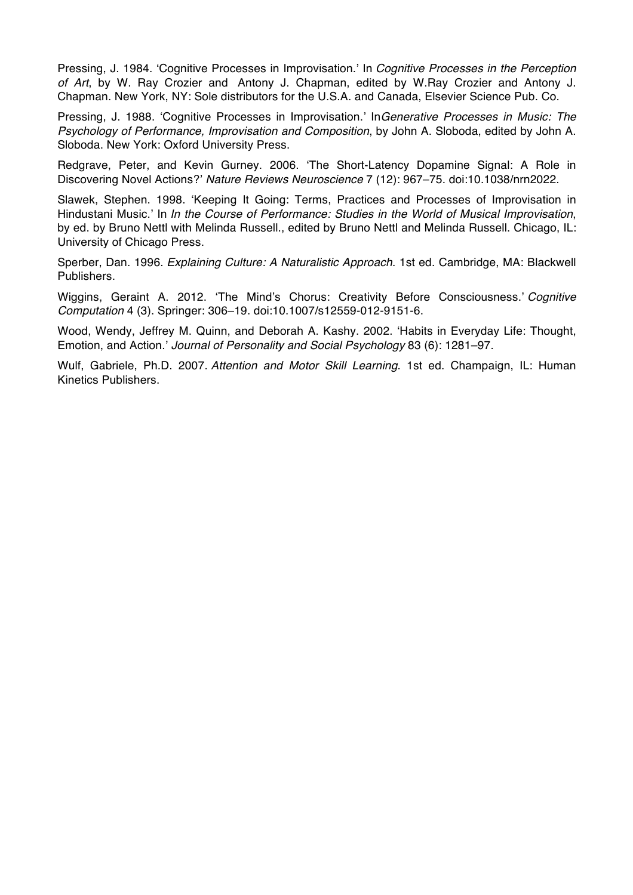Pressing, J. 1984. 'Cognitive Processes in Improvisation.' In *Cognitive Processes in the Perception of Art*, by W. Ray Crozier and Antony J. Chapman, edited by W.Ray Crozier and Antony J. Chapman. New York, NY: Sole distributors for the U.S.A. and Canada, Elsevier Science Pub. Co.

Pressing, J. 1988. 'Cognitive Processes in Improvisation.' In*Generative Processes in Music: The Psychology of Performance, Improvisation and Composition*, by John A. Sloboda, edited by John A. Sloboda. New York: Oxford University Press.

Redgrave, Peter, and Kevin Gurney. 2006. 'The Short-Latency Dopamine Signal: A Role in Discovering Novel Actions?' *Nature Reviews Neuroscience* 7 (12): 967–75. doi:10.1038/nrn2022.

Slawek, Stephen. 1998. 'Keeping It Going: Terms, Practices and Processes of Improvisation in Hindustani Music.' In *In the Course of Performance: Studies in the World of Musical Improvisation*, by ed. by Bruno Nettl with Melinda Russell., edited by Bruno Nettl and Melinda Russell. Chicago, IL: University of Chicago Press.

Sperber, Dan. 1996. *Explaining Culture: A Naturalistic Approach*. 1st ed. Cambridge, MA: Blackwell Publishers.

Wiggins, Geraint A. 2012. 'The Mind's Chorus: Creativity Before Consciousness.' *Cognitive Computation* 4 (3). Springer: 306–19. doi:10.1007/s12559-012-9151-6.

Wood, Wendy, Jeffrey M. Quinn, and Deborah A. Kashy. 2002. 'Habits in Everyday Life: Thought, Emotion, and Action.' *Journal of Personality and Social Psychology* 83 (6): 1281–97.

Wulf, Gabriele, Ph.D. 2007. *Attention and Motor Skill Learning*. 1st ed. Champaign, IL: Human Kinetics Publishers.